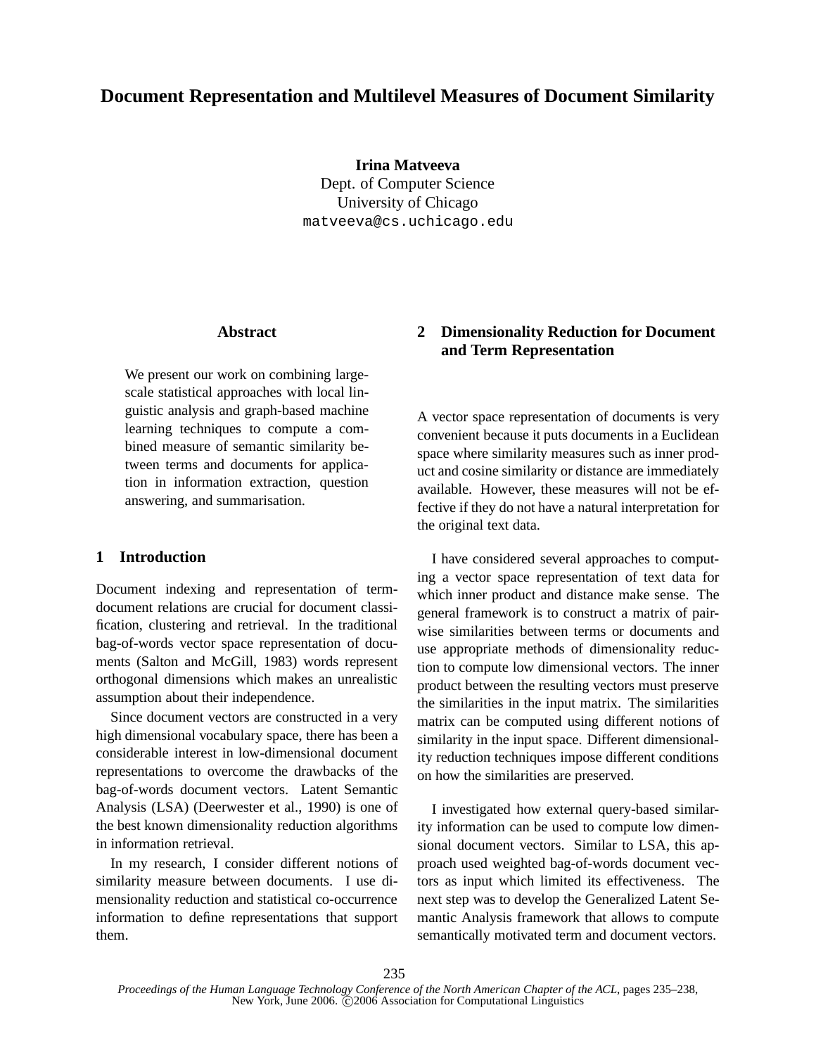# Document Representation and Multilevel Measures of Document Similarity

**Irina Matveeva**
Dept. of Computer Science
University of Chicago
matveeva@cs.uchicago.edu

## Abstract

We present our work on combining large-scale statistical approaches with local linguistic analysis and graph-based machine learning techniques to compute a combined measure of semantic similarity between terms and documents for application in information extraction, question answering, and summarisation.

## 1 Introduction

Document indexing and representation of term-document relations are crucial for document classification, clustering and retrieval. In the traditional bag-of-words vector space representation of documents (Salton and McGill, 1983) words represent orthogonal dimensions which makes an unrealistic assumption about their independence.

Since document vectors are constructed in a very high dimensional vocabulary space, there has been a considerable interest in low-dimensional document representations to overcome the drawbacks of the bag-of-words document vectors. Latent Semantic Analysis (LSA) (Deerwester et al., 1990) is one of the best known dimensionality reduction algorithms in information retrieval.

In my research, I consider different notions of similarity measure between documents. I use dimensionality reduction and statistical co-occurrence information to define representations that support them.

## 2 Dimensionality Reduction for Document and Term Representation

A vector space representation of documents is very convenient because it puts documents in a Euclidean space where similarity measures such as inner product and cosine similarity or distance are immediately available. However, these measures will not be effective if they do not have a natural interpretation for the original text data.

I have considered several approaches to computing a vector space representation of text data for which inner product and distance make sense. The general framework is to construct a matrix of pairwise similarities between terms or documents and use appropriate methods of dimensionality reduction to compute low dimensional vectors. The inner product between the resulting vectors must preserve the similarities in the input matrix. The similarities matrix can be computed using different notions of similarity in the input space. Different dimensionality reduction techniques impose different conditions on how the similarities are preserved.

I investigated how external query-based similarity information can be used to compute low dimensional document vectors. Similar to LSA, this approach used weighted bag-of-words document vectors as input which limited its effectiveness. The next step was to develop the Generalized Latent Semantic Analysis framework that allows to compute semantically motivated term and document vectors.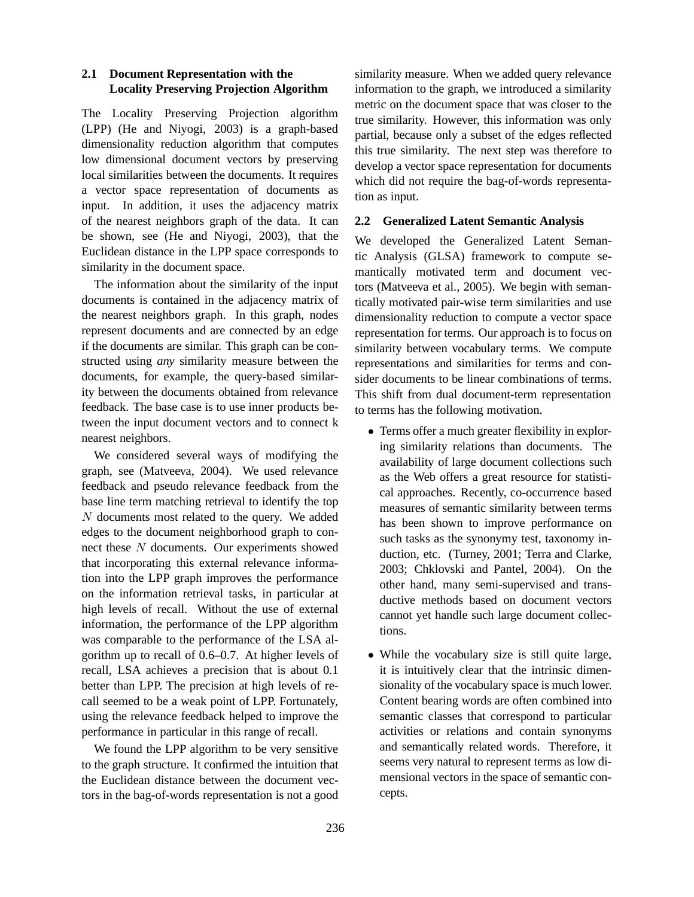### 2.1 Document Representation with the Locality Preserving Projection Algorithm

The Locality Preserving Projection algorithm (LPP) (He and Niyogi, 2003) is a graph-based dimensionality reduction algorithm that computes low dimensional document vectors by preserving local similarities between the documents. It requires a vector space representation of documents as input. In addition, it uses the adjacency matrix of the nearest neighbors graph of the data. It can be shown, see (He and Niyogi, 2003), that the Euclidean distance in the LPP space corresponds to similarity in the document space.

The information about the similarity of the input documents is contained in the adjacency matrix of the nearest neighbors graph. In this graph, nodes represent documents and are connected by an edge if the documents are similar. This graph can be constructed using *any* similarity measure between the documents, for example, the query-based similarity between the documents obtained from relevance feedback. The base case is to use inner products between the input document vectors and to connect k nearest neighbors.

We considered several ways of modifying the graph, see (Matveeva, 2004). We used relevance feedback and pseudo relevance feedback from the base line term matching retrieval to identify the top $N$ documents most related to the query. We added edges to the document neighborhood graph to connect these $N$ documents. Our experiments showed that incorporating this external relevance information into the LPP graph improves the performance on the information retrieval tasks, in particular at high levels of recall. Without the use of external information, the performance of the LPP algorithm was comparable to the performance of the LSA algorithm up to recall of 0.6–0.7. At higher levels of recall, LSA achieves a precision that is about 0.1 better than LPP. The precision at high levels of recall seemed to be a weak point of LPP. Fortunately, using the relevance feedback helped to improve the performance in particular in this range of recall.

We found the LPP algorithm to be very sensitive to the graph structure. It confirmed the intuition that the Euclidean distance between the document vectors in the bag-of-words representation is not a good similarity measure. When we added query relevance information on the graph, we introduced a similarity metric on the document space that was closer to the true similarity. However, this information was only partial, because only a subset of the edges reflected this true similarity. The next step was therefore to develop a vector space representation for documents which did not require the bag-of-words representation as input.

### 2.2 Generalized Latent Semantic Analysis

We developed the Generalized Latent Semantic Analysis (GLSA) framework to compute semantically motivated term and document vectors (Matveeva et al., 2005). We begin with semantically motivated pair-wise term similarities and use dimensionality reduction to compute a vector space representation for terms. Our approach is to focus on similarity between vocabulary terms. We compute representations and similarities for terms and consider documents to be linear combinations of terms. This shift from dual document-term representation to terms has the following motivation.

- Terms offer a much greater flexibility in exploring similarity relations than documents. The availability of large document collections such as the Web offers a great resource for statistical approaches. Recently, co-occurrence based measures of semantic similarity between terms has been shown to improve performance on such tasks as the synonymy test, taxonomy induction, etc. (Turney, 2001; Terra and Clarke, 2003; Chklovski and Pantel, 2004). On the other hand, many semi-supervised and transductive methods based on document vectors cannot yet handle such large document collections.
- While the vocabulary size is still quite large, it is intuitively clear that the intrinsic dimensionality of the vocabulary space is much lower. Content bearing words are often combined into semantic classes that correspond to particular activities or relations and contain synonyms and semantically related words. Therefore, it seems very natural to represent terms as low dimensional vectors in the space of semantic concepts.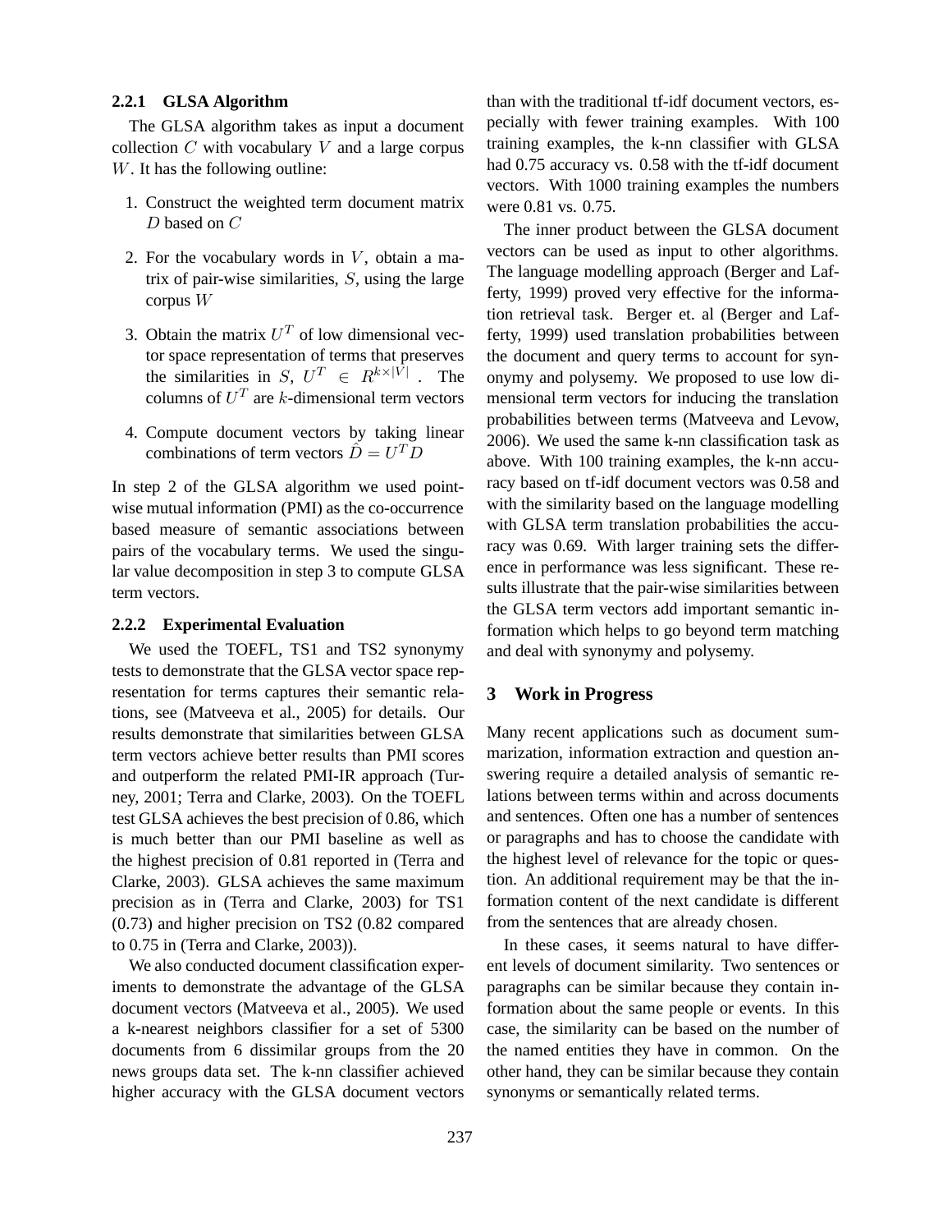#### 2.2.1 GLSA Algorithm

The GLSA algorithm takes as input a document collection $C$ with vocabulary $V$ and a large corpus $W$. It has the following outline:

1. Construct the weighted term document matrix $D$ based on $C$
2. For the vocabulary words in $V$, obtain a matrix of pair-wise similarities, $S$, using the large corpus $W$
3. Obtain the matrix $U^T$ of low dimensional vector space representation of terms that preserves the similarities in $S$, $U^T \in R^{k \times |V|}$ . The columns of $U^T$ are $k$-dimensional term vectors
4. Compute document vectors by taking linear combinations of term vectors $\hat{D} = U^T D$

In step 2 of the GLSA algorithm we used point-wise mutual information (PMI) as the co-occurrence based measure of semantic associations between pairs of the vocabulary terms. We used the singular value decomposition in step 3 to compute GLSA term vectors.

#### 2.2.2 Experimental Evaluation

We used the TOEFL, TS1 and TS2 synonymy tests to demonstrate that the GLSA vector space representation for terms captures their semantic relations, see (Matveeva et al., 2005) for details. Our results demonstrate that similarities between GLSA term vectors achieve better results than PMI scores and outperform the related PMI-IR approach (Turney, 2001; Terra and Clarke, 2003). On the TOEFL test GLSA achieves the best precision of 0.86, which is much better than our PMI baseline as well as the highest precision of 0.81 reported in (Terra and Clarke, 2003). GLSA achieves the same maximum precision as in (Terra and Clarke, 2003) for TS1 (0.73) and higher precision on TS2 (0.82 compared to 0.75 in (Terra and Clarke, 2003)).

We also conducted document classification experiments to demonstrate the advantage of the GLSA document vectors (Matveeva et al., 2005). We used a k-nearest neighbors classifier for a set of 5300 documents from 6 dissimilar groups from the 20 news groups data set. The k-nn classifier achieved higher accuracy with the GLSA document vectors than with the traditional tf-idf document vectors, especially with fewer training examples. With 100 training examples, the k-nn classifier with GLSA had 0.75 accuracy vs. 0.58 with the tf-idf document vectors. With 1000 training examples the numbers were 0.81 vs. 0.75.

The inner product between the GLSA document vectors can be used as input to other algorithms. The language modelling approach (Berger and Lafferty, 1999) proved very effective for the information retrieval task. Berger et. al (Berger and Lafferty, 1999) used translation probabilities between the document and query terms to account for synonymy and polysemy. We proposed to use low dimensional term vectors for inducing the translation probabilities between terms (Matveeva and Levow, 2006). We used the same k-nn classification task as above. With 100 training examples, the k-nn accuracy based on tf-idf document vectors was 0.58 and with the similarity based on the language modelling with GLSA term translation probabilities the accuracy was 0.69. With larger training sets the difference in performance was less significant. These results illustrate that the pair-wise similarities between the GLSA term vectors add important semantic information which helps to go beyond term matching and deal with synonymy and polysemy.

## 3 Work in Progress

Many recent applications such as document summarization, information extraction and question answering require a detailed analysis of semantic relations between terms within and across documents and sentences. Often one has a number of sentences or paragraphs and has to choose the candidate with the highest level of relevance for the topic or question. An additional requirement may be that the information content of the next candidate is different from the sentences that are already chosen.

In these cases, it seems natural to have different levels of document similarity. Two sentences or paragraphs can be similar because they contain information about the same people or events. In this case, the similarity can be based on the number of the named entities they have in common. On the other hand, they can be similar because they contain synonyms or semantically related terms.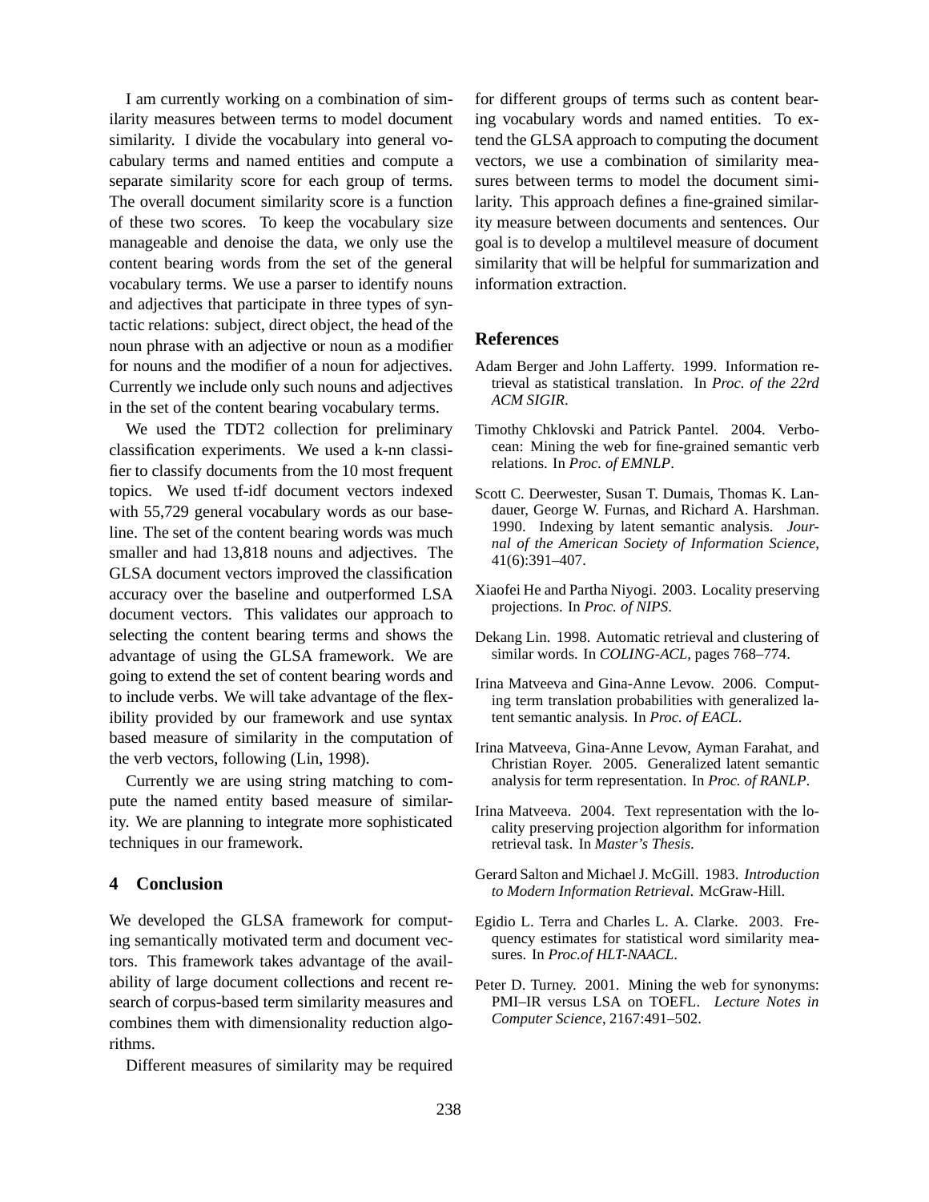I am currently working on a combination of similarity measures between terms to model document similarity. I divide the vocabulary into general vocabulary terms and named entities and compute a separate similarity score for each group of terms. The overall document similarity score is a function of these two scores. To keep the vocabulary size manageable and denoise the data, we only use the content bearing words from the set of the general vocabulary terms. We use a parser to identify nouns and adjectives that participate in three types of syntactic relations: subject, direct object, the head of the noun phrase with an adjective or noun as a modifier for nouns and the modifier of a noun for adjectives. Currently we include only such nouns and adjectives in the set of the content bearing vocabulary terms.

We used the TDT2 collection for preliminary classification experiments. We used a k-nn classifier to classify documents from the 10 most frequent topics. We used tf-idf document vectors indexed with 55,729 general vocabulary words as our baseline. The set of the content bearing words was much smaller and had 13,818 nouns and adjectives. The GLSA document vectors improved the classification accuracy over the baseline and outperformed LSA document vectors. This validates our approach to selecting the content bearing terms and shows the advantage of using the GLSA framework. We are going to extend the set of content bearing words and to include verbs. We will take advantage of the flexibility provided by our framework and use syntax based measure of similarity in the computation of the verb vectors, following (Lin, 1998).

Currently we are using string matching to compute the named entity based measure of similarity. We are planning to integrate more sophisticated techniques in our framework.

## 4 Conclusion

We developed the GLSA framework for computing semantically motivated term and document vectors. This framework takes advantage of the availability of large document collections and recent research of corpus-based term similarity measures and combines them with dimensionality reduction algorithms.

Different measures of similarity may be required for different groups of terms such as content bearing vocabulary words and named entities. To extend the GLSA approach to computing the document vectors, we use a combination of similarity measures between terms to model the document similarity. This approach defines a fine-grained similarity measure between documents and sentences. Our goal is to develop a multilevel measure of document similarity that will be helpful for summarization and information extraction.

## References

Adam Berger and John Lafferty. 1999. Information retrieval as statistical translation. In *Proc. of the 22rd ACM SIGIR*.

Timothy Chklovski and Patrick Pantel. 2004. Verbocean: Mining the web for fine-grained semantic verb relations. In *Proc. of EMNLP*.

Scott C. Deerwester, Susan T. Dumais, Thomas K. Landauer, George W. Furnas, and Richard A. Harshman. 1990. Indexing by latent semantic analysis. *Journal of the American Society of Information Science*, 41(6):391–407.

Xiaofei He and Partha Niyogi. 2003. Locality preserving projections. In *Proc. of NIPS*.

Dekang Lin. 1998. Automatic retrieval and clustering of similar words. In *COLING-ACL*, pages 768–774.

Irina Matveeva and Gina-Anne Levow. 2006. Computing term translation probabilities with generalized latent semantic analysis. In *Proc. of EACL*.

Irina Matveeva, Gina-Anne Levow, Ayman Farahat, and Christian Royer. 2005. Generalized latent semantic analysis for term representation. In *Proc. of RANLP*.

Irina Matveeva. 2004. Text representation with the locality preserving projection algorithm for information retrieval task. In *Master's Thesis*.

Gerard Salton and Michael J. McGill. 1983. *Introduction to Modern Information Retrieval*. McGraw-Hill.

Egidio L. Terra and Charles L. A. Clarke. 2003. Frequency estimates for statistical word similarity measures. In *Proc.of HLT-NAACL*.

Peter D. Turney. 2001. Mining the web for synonyms: PMI–IR versus LSA on TOEFL. *Lecture Notes in Computer Science*, 2167:491–502.